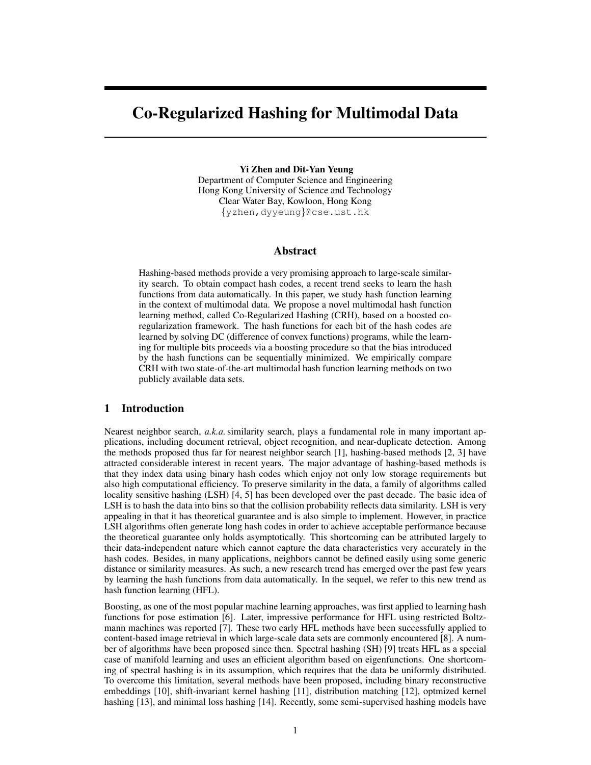# Co-Regularized Hashing for Multimodal Data

**Yi Zhen and Dit-Yan Yeung**
Department of Computer Science and Engineering
Hong Kong University of Science and Technology
Clear Water Bay, Kowloon, Hong Kong
{yzhen,dyyeung}@cse.ust.hk

## Abstract

Hashing-based methods provide a very promising approach to large-scale similarity search. To obtain compact hash codes, a recent trend seeks to learn the hash functions from data automatically. In this paper, we study hash function learning in the context of multimodal data. We propose a novel multimodal hash function learning method, called Co-Regularized Hashing (CRH), based on a boosted co-regularization framework. The hash functions for each bit of the hash codes are learned by solving DC (difference of convex functions) programs, while the learning for multiple bits proceeds via a boosting procedure so that the bias introduced by the hash functions can be sequentially minimized. We empirically compare CRH with two state-of-the-art multimodal hash function learning methods on two publicly available data sets.

## 1 Introduction

Nearest neighbor search, *a.k.a.* similarity search, plays a fundamental role in many important applications, including document retrieval, object recognition, and near-duplicate detection. Among the methods proposed thus far for nearest neighbor search [1], hashing-based methods [2, 3] have attracted considerable interest in recent years. The major advantage of hashing-based methods is that they index data using binary hash codes which enjoy not only low storage requirements but also high computational efficiency. To preserve similarity in the data, a family of algorithms called locality sensitive hashing (LSH) [4, 5] has been developed over the past decade. The basic idea of LSH is to hash the data into bins so that the collision probability reflects data similarity. LSH is very appealing in that it has theoretical guarantee and is also simple to implement. However, in practice LSH algorithms often generate long hash codes in order to achieve acceptable performance because the theoretical guarantee only holds asymptotically. This shortcoming can be attributed largely to their data-independent nature which cannot capture the data characteristics very accurately in the hash codes. Besides, in many applications, neighbors cannot be defined easily using some generic distance or similarity measures. As such, a new research trend has emerged over the past few years by learning the hash functions from data automatically. In the sequel, we refer to this new trend as hash function learning (HFL).

Boosting, as one of the most popular machine learning approaches, was first applied to learning hash functions for pose estimation [6]. Later, impressive performance for HFL using restricted Boltzmann machines was reported [7]. These two early HFL methods have been successfully applied to content-based image retrieval in which large-scale data sets are commonly encountered [8]. A number of algorithms have been proposed since then. Spectral hashing (SH) [9] treats HFL as a special case of manifold learning and uses an efficient algorithm based on eigenfunctions. One shortcoming of spectral hashing is in its assumption, which requires that the data be uniformly distributed. To overcome this limitation, several methods have been proposed, including binary reconstructive embeddings [10], shift-invariant kernel hashing [11], distribution matching [12], optmized kernel hashing [13], and minimal loss hashing [14]. Recently, some semi-supervised hashing models have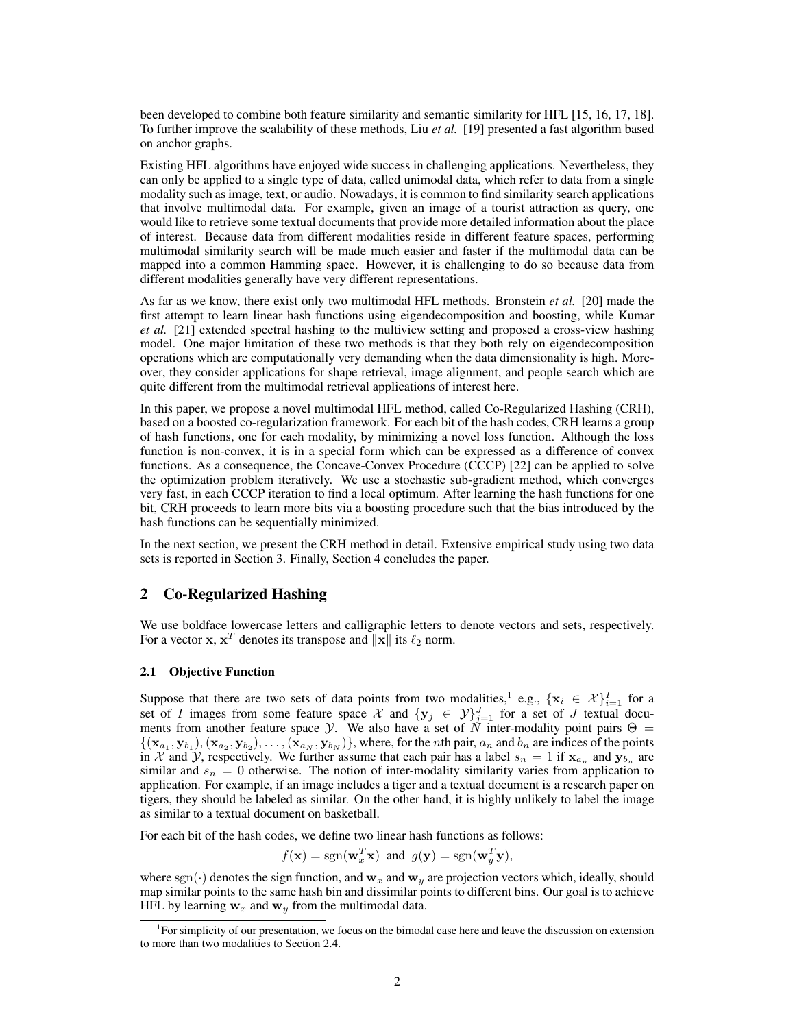been developed to combine both feature similarity and semantic similarity for HFL [15, 16, 17, 18]. To further improve the scalability of these methods, Liu *et al.* [19] presented a fast algorithm based on anchor graphs.

Existing HFL algorithms have enjoyed wide success in challenging applications. Nevertheless, they can only be applied to a single type of data, called unimodal data, which refer to data from a single modality such as image, text, or audio. Nowadays, it is common to find similarity search applications that involve multimodal data. For example, given an image of a tourist attraction as query, one would like to retrieve some textual documents that provide more detailed information about the place of interest. Because data from different modalities reside in different feature spaces, performing multimodal similarity search will be made much easier and faster if the multimodal data can be mapped into a common Hamming space. However, it is challenging to do so because data from different modalities generally have very different representations.

As far as we know, there exist only two multimodal HFL methods. Bronstein *et al.* [20] made the first attempt to learn linear hash functions using eigendecomposition and boosting, while Kumar *et al.* [21] extended spectral hashing to the multiview setting and proposed a cross-view hashing model. One major limitation of these two methods is that they both rely on eigendecomposition operations which are computationally very demanding when the data dimensionality is high. Moreover, they consider applications for shape retrieval, image alignment, and people search which are quite different from the multimodal retrieval applications of interest here.

In this paper, we propose a novel multimodal HFL method, called Co-Regularized Hashing (CRH), based on a boosted co-regularization framework. For each bit of the hash codes, CRH learns a group of hash functions, one for each modality, by minimizing a novel loss function. Although the loss function is non-convex, it is in a special form which can be expressed as a difference of convex functions. As a consequence, the Concave-Convex Procedure (CCCP) [22] can be applied to solve the optimization problem iteratively. We use a stochastic sub-gradient method, which converges very fast, in each CCCP iteration to find a local optimum. After learning the hash functions for one bit, CRH proceeds to learn more bits via a boosting procedure such that the bias introduced by the hash functions can be sequentially minimized.

In the next section, we present the CRH method in detail. Extensive empirical study using two data sets is reported in Section 3. Finally, Section 4 concludes the paper.

## 2 Co-Regularized Hashing

We use boldface lowercase letters and calligraphic letters to denote vectors and sets, respectively. For a vector $\mathbf{x}$, $\mathbf{x}^T$ denotes its transpose and $\|\mathbf{x}\|$ its $\ell_2$ norm.

### 2.1 Objective Function

Suppose that there are two sets of data points from two modalities,[1] e.g., $\{\mathbf{x}_i \in \mathcal{X}\}_{i=1}^{I}$ for a set of $I$ images from some feature space $\mathcal{X}$ and $\{\mathbf{y}_j \in \mathcal{Y}\}_{j=1}^{J}$ for a set of $J$ textual documents from another feature space $\mathcal{Y}$. We also have a set of $N$ inter-modality point pairs $\Theta = \{(\mathbf{x}_{a_1}, \mathbf{y}_{b_1}), (\mathbf{x}_{a_2}, \mathbf{y}_{b_2}), \ldots, (\mathbf{x}_{a_N}, \mathbf{y}_{b_N})\}$, where, for the $n$th pair, $a_n$ and $b_n$ are indices of the points in $\mathcal{X}$ and $\mathcal{Y}$, respectively. We further assume that each pair has a label $s_n = 1$ if $\mathbf{x}_{a_n}$ and $\mathbf{y}_{b_n}$ are similar and $s_n = 0$ otherwise. The notion of inter-modality similarity varies from application to application. For example, if an image includes a tiger and a textual document is a research paper on tigers, they should be labeled as similar. On the other hand, it is highly unlikely to label the image as similar to a textual document on basketball.

For each bit of the hash codes, we define two linear hash functions as follows:

$$f(\mathbf{x}) = \mathrm{sgn}(\mathbf{w}_x^T \mathbf{x}) \;\text{ and }\; g(\mathbf{y}) = \mathrm{sgn}(\mathbf{w}_y^T \mathbf{y}),$$

where $\mathrm{sgn}(\cdot)$ denotes the sign function, and $\mathbf{w}_x$ and $\mathbf{w}_y$ are projection vectors which, ideally, should map similar points to the same hash bin and dissimilar points to different bins. Our goal is to achieve HFL by learning $\mathbf{w}_x$ and $\mathbf{w}_y$ from the multimodal data.

[1] For simplicity of our presentation, we focus on the bimodal case here and leave the discussion on extension to more than two modalities to Section 2.4.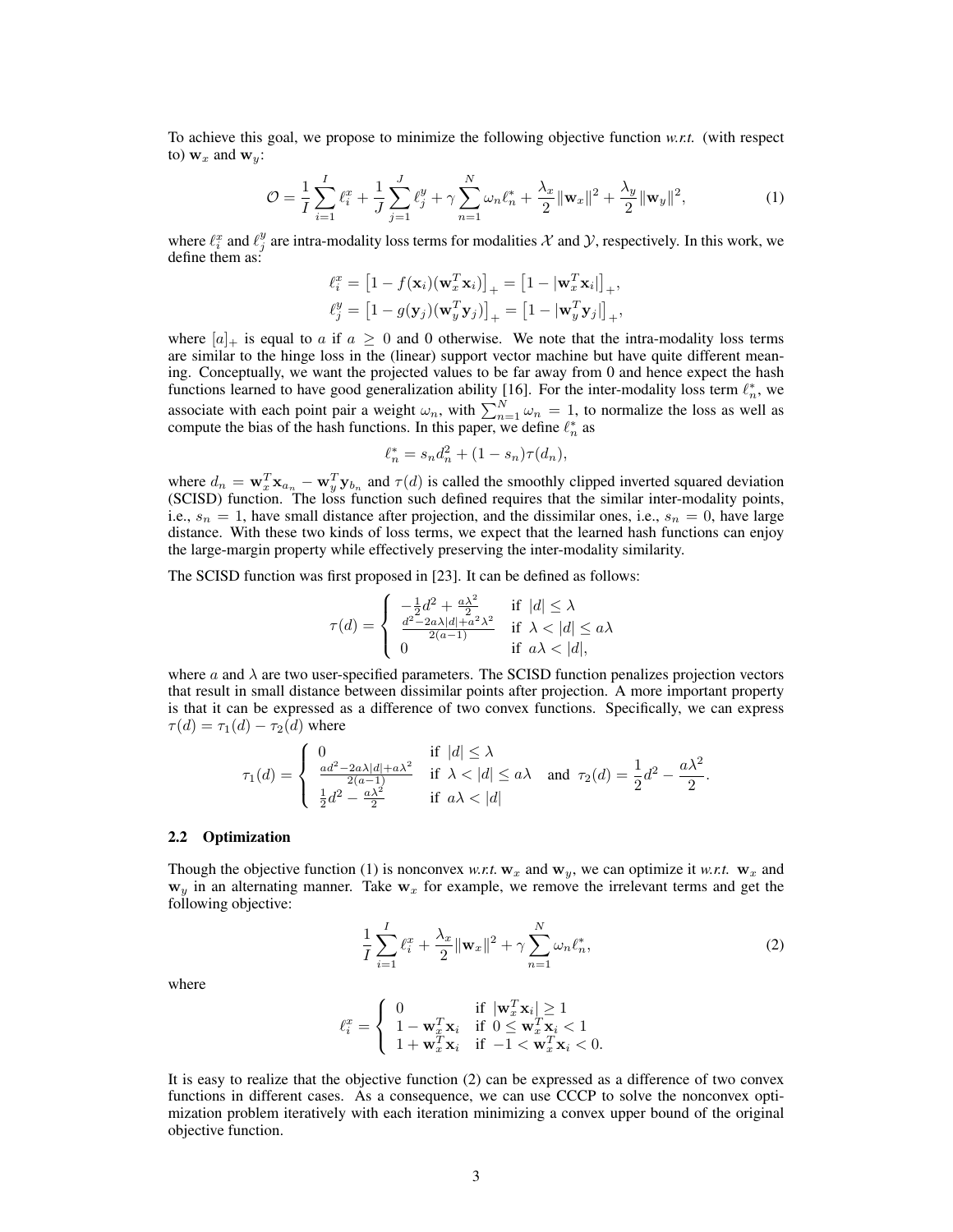To achieve this goal, we propose to minimize the following objective function *w.r.t.* (with respect to) $\mathbf{w}_x$ and $\mathbf{w}_y$:

$$\mathcal{O} = \frac{1}{I}\sum_{i=1}^{I} \ell_i^x + \frac{1}{J}\sum_{j=1}^{J} \ell_j^y + \gamma \sum_{n=1}^{N} \omega_n \ell_n^* + \frac{\lambda_x}{2}\|\mathbf{w}_x\|^2 + \frac{\lambda_y}{2}\|\mathbf{w}_y\|^2, \tag{1}$$

where $\ell_i^x$ and $\ell_j^y$ are intra-modality loss terms for modalities $\mathcal{X}$ and $\mathcal{Y}$, respectively. In this work, we define them as:

$$\ell_i^x = \left[1 - f(\mathbf{x}_i)(\mathbf{w}_x^T \mathbf{x}_i)\right]_+ = \left[1 - |\mathbf{w}_x^T \mathbf{x}_i|\right]_+,$$
$$\ell_j^y = \left[1 - g(\mathbf{y}_j)(\mathbf{w}_y^T \mathbf{y}_j)\right]_+ = \left[1 - |\mathbf{w}_y^T \mathbf{y}_j|\right]_+,$$

where $[a]_+$ is equal to $a$ if $a \geq 0$ and 0 otherwise. We note that the intra-modality loss terms are similar to the hinge loss in the (linear) support vector machine but have quite different meaning. Conceptually, we want the projected values to be far away from 0 and hence expect the hash functions learned to have good generalization ability [16]. For the inter-modality loss term $\ell_n^*$, we associate with each point pair a weight $\omega_n$, with $\sum_{n=1}^{N} \omega_n = 1$, to normalize the loss as well as compute the bias of the hash functions. In this paper, we define $\ell_n^*$ as

$$\ell_n^* = s_n d_n^2 + (1 - s_n)\tau(d_n),$$

where $d_n = \mathbf{w}_x^T \mathbf{x}_{a_n} - \mathbf{w}_y^T \mathbf{y}_{b_n}$ and $\tau(d)$ is called the smoothly clipped inverted squared deviation (SCISD) function. The loss function such defined requires that the similar inter-modality points, i.e., $s_n = 1$, have small distance after projection, and the dissimilar ones, i.e., $s_n = 0$, have large distance. With these two kinds of loss terms, we expect that the learned hash functions can enjoy the large-margin property while effectively preserving the inter-modality similarity.

The SCISD function was first proposed in [23]. It can be defined as follows:

$$\tau(d) = \begin{cases} -\frac{1}{2}d^2 + \frac{a\lambda^2}{2} & \text{if } |d| \leq \lambda \\ \frac{d^2 - 2a\lambda|d| + a^2\lambda^2}{2(a-1)} & \text{if } \lambda < |d| \leq a\lambda \\ 0 & \text{if } a\lambda < |d|, \end{cases}$$

where $a$ and $\lambda$ are two user-specified parameters. The SCISD function penalizes projection vectors that result in small distance between dissimilar points after projection. A more important property is that it can be expressed as a difference of two convex functions. Specifically, we can express $\tau(d) = \tau_1(d) - \tau_2(d)$ where

$$\tau_1(d) = \begin{cases} 0 & \text{if } |d| \leq \lambda \\ \frac{ad^2 - 2a\lambda|d| + a\lambda^2}{2(a-1)} & \text{if } \lambda < |d| \leq a\lambda \\ \frac{1}{2}d^2 - \frac{a\lambda^2}{2} & \text{if } a\lambda < |d| \end{cases} \quad \text{and} \quad \tau_2(d) = \frac{1}{2}d^2 - \frac{a\lambda^2}{2}.$$

### 2.2 Optimization

Though the objective function (1) is nonconvex *w.r.t.* $\mathbf{w}_x$ and $\mathbf{w}_y$, we can optimize it *w.r.t.* $\mathbf{w}_x$ and $\mathbf{w}_y$ in an alternating manner. Take $\mathbf{w}_x$ for example, we remove the irrelevant terms and get the following objective:

$$\frac{1}{I}\sum_{i=1}^{I} \ell_i^x + \frac{\lambda_x}{2}\|\mathbf{w}_x\|^2 + \gamma \sum_{n=1}^{N} \omega_n \ell_n^*, \tag{2}$$

where

$$\ell_i^x = \begin{cases} 0 & \text{if } |\mathbf{w}_x^T \mathbf{x}_i| \geq 1 \\ 1 - \mathbf{w}_x^T \mathbf{x}_i & \text{if } 0 \leq \mathbf{w}_x^T \mathbf{x}_i < 1 \\ 1 + \mathbf{w}_x^T \mathbf{x}_i & \text{if } -1 < \mathbf{w}_x^T \mathbf{x}_i < 0. \end{cases}$$

It is easy to realize that the objective function (2) can be expressed as a difference of two convex functions in different cases. As a consequence, we can use CCCP to solve the nonconvex optimization problem iteratively with each iteration minimizing a convex upper bound of the original objective function.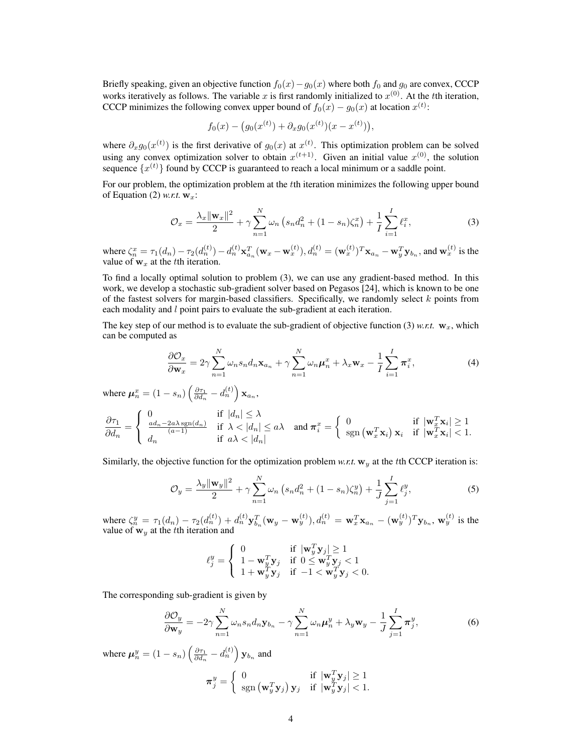Briefly speaking, given an objective function $f_0(x) - g_0(x)$ where both $f_0$ and $g_0$ are convex, CCCP works iteratively as follows. The variable $x$ is first randomly initialized to $x^{(0)}$. At the $t$th iteration, CCCP minimizes the following convex upper bound of $f_0(x) - g_0(x)$ at location $x^{(t)}$:

$$f_0(x) - \big(g_0(x^{(t)}) + \partial_x g_0(x^{(t)})(x - x^{(t)})\big),$$

where $\partial_x g_0(x^{(t)})$ is the first derivative of $g_0(x)$ at $x^{(t)}$. This optimization problem can be solved using any convex optimization solver to obtain $x^{(t+1)}$. Given an initial value $x^{(0)}$, the solution sequence $\{x^{(t)}\}$ found by CCCP is guaranteed to reach a local minimum or a saddle point.

For our problem, the optimization problem at the $t$th iteration minimizes the following upper bound of Equation (2) *w.r.t.* $\mathbf{w}_x$:

$$\mathcal{O}_x = \frac{\lambda_x \|\mathbf{w}_x\|^2}{2} + \gamma \sum_{n=1}^{N} \omega_n \left(s_n d_n^2 + (1 - s_n)\zeta_n^x\right) + \frac{1}{I}\sum_{i=1}^{I} \ell_i^x, \tag{3}$$

where $\zeta_n^x = \tau_1(d_n) - \tau_2(d_n^{(t)}) - d_n^{(t)} \mathbf{x}_{a_n}^T(\mathbf{w}_x - \mathbf{w}_x^{(t)}), d_n^{(t)} = (\mathbf{w}_x^{(t)})^T \mathbf{x}_{a_n} - \mathbf{w}_y^T \mathbf{y}_{b_n}$, and $\mathbf{w}_x^{(t)}$ is the value of $\mathbf{w}_x$ at the $t$th iteration.

To find a locally optimal solution to problem (3), we can use any gradient-based method. In this work, we develop a stochastic sub-gradient solver based on Pegasos [24], which is known to be one of the fastest solvers for margin-based classifiers. Specifically, we randomly select $k$ points from each modality and $l$ point pairs to evaluate the sub-gradient at each iteration.

The key step of our method is to evaluate the sub-gradient of objective function (3) *w.r.t.* $\mathbf{w}_x$, which can be computed as

$$\frac{\partial \mathcal{O}_x}{\partial \mathbf{w}_x} = 2\gamma \sum_{n=1}^{N} \omega_n s_n d_n \mathbf{x}_{a_n} + \gamma \sum_{n=1}^{N} \omega_n \boldsymbol{\mu}_n^x + \lambda_x \mathbf{w}_x - \frac{1}{I}\sum_{i=1}^{I} \boldsymbol{\pi}_i^x, \tag{4}$$

where $\boldsymbol{\mu}_n^x = (1 - s_n)\left(\frac{\partial \tau_1}{\partial d_n} - d_n^{(t)}\right)\mathbf{x}_{a_n}$,

$$\frac{\partial \tau_1}{\partial d_n} = \begin{cases} 0 & \text{if } |d_n| \leq \lambda \\ \frac{a d_n - 2a\lambda\, \mathrm{sgn}(d_n)}{(a-1)} & \text{if } \lambda < |d_n| \leq a\lambda \\ d_n & \text{if } a\lambda < |d_n| \end{cases} \quad \text{and } \boldsymbol{\pi}_i^x = \begin{cases} 0 & \text{if } |\mathbf{w}_x^T \mathbf{x}_i| \geq 1 \\ \mathrm{sgn}\left(\mathbf{w}_x^T \mathbf{x}_i\right)\mathbf{x}_i & \text{if } |\mathbf{w}_x^T \mathbf{x}_i| < 1. \end{cases}$$

Similarly, the objective function for the optimization problem *w.r.t.* $\mathbf{w}_y$ at the $t$th CCCP iteration is:

$$\mathcal{O}_y = \frac{\lambda_y \|\mathbf{w}_y\|^2}{2} + \gamma \sum_{n=1}^{N} \omega_n \left(s_n d_n^2 + (1 - s_n)\zeta_n^y\right) + \frac{1}{J}\sum_{j=1}^{I} \ell_j^y, \tag{5}$$

where $\zeta_n^y = \tau_1(d_n) - \tau_2(d_n^{(t)}) + d_n^{(t)} \mathbf{y}_{b_n}^T(\mathbf{w}_y - \mathbf{w}_y^{(t)}), d_n^{(t)} = \mathbf{w}_x^T \mathbf{x}_{a_n} - (\mathbf{w}_y^{(t)})^T \mathbf{y}_{b_n}$, $\mathbf{w}_y^{(t)}$ is the value of $\mathbf{w}_y$ at the $t$th iteration and

$$\ell_j^y = \begin{cases} 0 & \text{if } |\mathbf{w}_y^T \mathbf{y}_j| \geq 1 \\ 1 - \mathbf{w}_y^T \mathbf{y}_j & \text{if } 0 \leq \mathbf{w}_y^T \mathbf{y}_j < 1 \\ 1 + \mathbf{w}_y^T \mathbf{y}_j & \text{if } -1 < \mathbf{w}_y^T \mathbf{y}_j < 0. \end{cases}$$

The corresponding sub-gradient is given by

$$\frac{\partial \mathcal{O}_y}{\partial \mathbf{w}_y} = -2\gamma \sum_{n=1}^{N} \omega_n s_n d_n \mathbf{y}_{b_n} - \gamma \sum_{n=1}^{N} \omega_n \boldsymbol{\mu}_n^y + \lambda_y \mathbf{w}_y - \frac{1}{J}\sum_{j=1}^{I} \boldsymbol{\pi}_j^y, \tag{6}$$

where $\boldsymbol{\mu}_n^y = (1 - s_n)\left(\frac{\partial \tau_1}{\partial d_n} - d_n^{(t)}\right)\mathbf{y}_{b_n}$ and

$$\boldsymbol{\pi}_j^y = \begin{cases} 0 & \text{if } |\mathbf{w}_y^T \mathbf{y}_j| \geq 1 \\ \mathrm{sgn}\left(\mathbf{w}_y^T \mathbf{y}_j\right)\mathbf{y}_j & \text{if } |\mathbf{w}_y^T \mathbf{y}_j| < 1. \end{cases}$$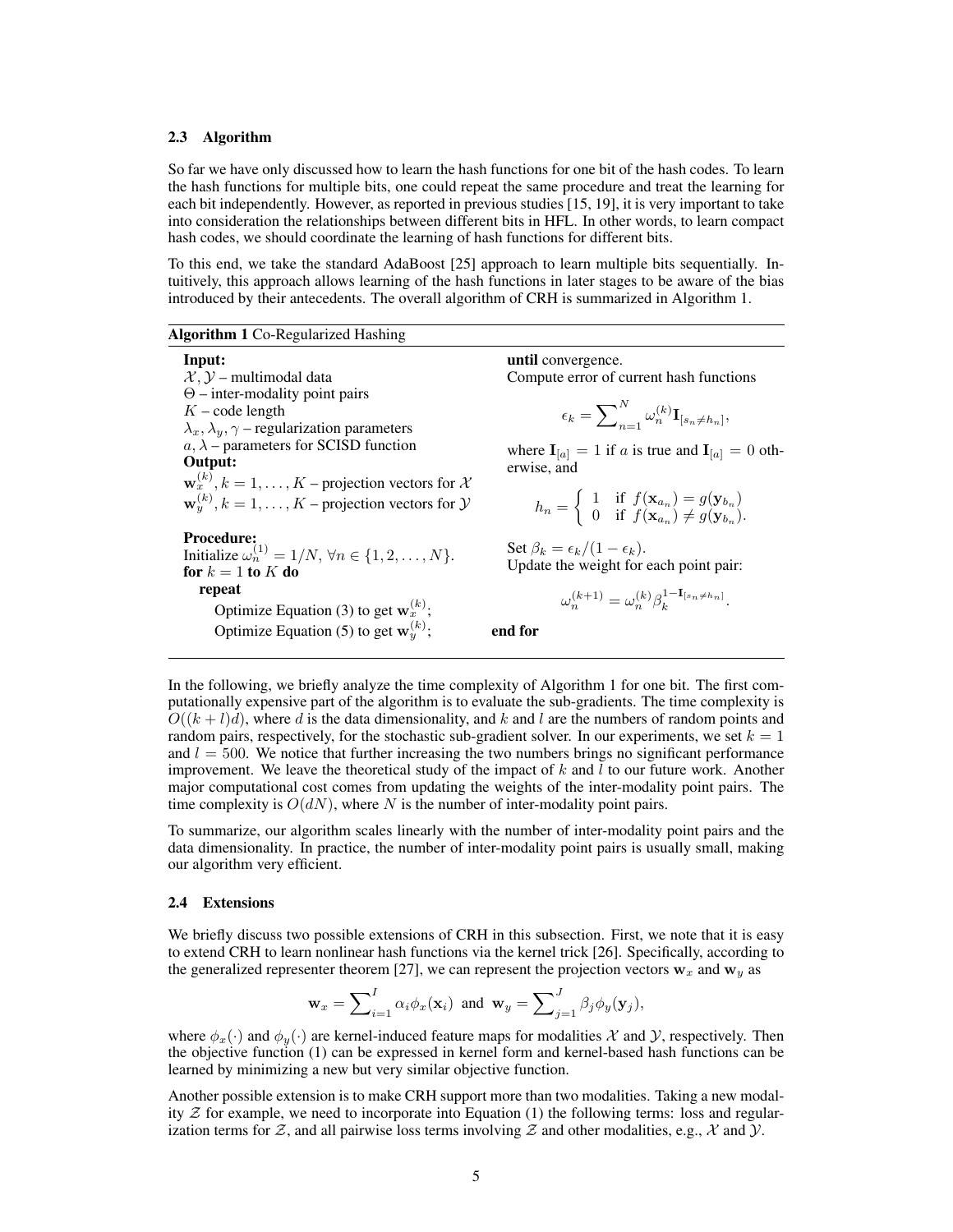### 2.3 Algorithm

So far we have only discussed how to learn the hash functions for one bit of the hash codes. To learn the hash functions for multiple bits, one could repeat the same procedure and treat the learning for each bit independently. However, as reported in previous studies [15, 19], it is very important to take into consideration the relationships between different bits in HFL. In other words, to learn compact hash codes, we should coordinate the learning of hash functions for different bits.

To this end, we take the standard AdaBoost [25] approach to learn multiple bits sequentially. Intuitively, this approach allows learning of the hash functions in later stages to be aware of the bias introduced by their antecedents. The overall algorithm of CRH is summarized in Algorithm 1.

**Algorithm 1** Co-Regularized Hashing

**Input:**
$\mathcal{X}, \mathcal{Y}$ – multimodal data
$\Theta$ – inter-modality point pairs
$K$ – code length
$\lambda_x, \lambda_y, \gamma$ – regularization parameters
$a, \lambda$ – parameters for SCISD function

**Output:**
$\mathbf{w}_x^{(k)}, k = 1, \ldots, K$ – projection vectors for $\mathcal{X}$
$\mathbf{w}_y^{(k)}, k = 1, \ldots, K$ – projection vectors for $\mathcal{Y}$

**Procedure:**
Initialize $\omega_n^{(1)} = 1/N, \forall n \in \{1, 2, \ldots, N\}$.
**for** $k = 1$ **to** $K$ **do**
  **repeat**
    Optimize Equation (3) to get $\mathbf{w}_x^{(k)}$;
    Optimize Equation (5) to get $\mathbf{w}_y^{(k)}$;
  **until** convergence.
  Compute error of current hash functions

$$\epsilon_k = \sum\nolimits_{n=1}^{N} \omega_n^{(k)} \mathbf{I}_{[s_n \neq h_n]},$$

  where $\mathbf{I}_{[a]} = 1$ if $a$ is true and $\mathbf{I}_{[a]} = 0$ otherwise, and

$$h_n = \begin{cases} 1 & \text{if } f(\mathbf{x}_{a_n}) = g(\mathbf{y}_{b_n}) \\ 0 & \text{if } f(\mathbf{x}_{a_n}) \neq g(\mathbf{y}_{b_n}). \end{cases}$$

  Set $\beta_k = \epsilon_k / (1 - \epsilon_k)$.
  Update the weight for each point pair:

$$\omega_n^{(k+1)} = \omega_n^{(k)} \beta_k^{1 - \mathbf{I}_{[s_n \neq h_n]}}.$$

**end for**

In the following, we briefly analyze the time complexity of Algorithm 1 for one bit. The first computationally expensive part of the algorithm is to evaluate the sub-gradients. The time complexity is $O((k + l)d)$, where $d$ is the data dimensionality, and $k$ and $l$ are the numbers of random points and random pairs, respectively, for the stochastic sub-gradient solver. In our experiments, we set $k = 1$ and $l = 500$. We notice that further increasing the two numbers brings no significant performance improvement. We leave the theoretical study of the impact of $k$ and $l$ to our future work. Another major computational cost comes from updating the weights of the inter-modality point pairs. The time complexity is $O(dN)$, where $N$ is the number of inter-modality point pairs.

To summarize, our algorithm scales linearly with the number of inter-modality point pairs and the data dimensionality. In practice, the number of inter-modality point pairs is usually small, making our algorithm very efficient.

### 2.4 Extensions

We briefly discuss two possible extensions of CRH in this subsection. First, we note that it is easy to extend CRH to learn nonlinear hash functions via the kernel trick [26]. Specifically, according to the generalized representer theorem [27], we can represent the projection vectors $\mathbf{w}_x$ and $\mathbf{w}_y$ as

$$\mathbf{w}_x = \sum\nolimits_{i=1}^{I} \alpha_i \phi_x(\mathbf{x}_i) \text{ and } \mathbf{w}_y = \sum\nolimits_{j=1}^{J} \beta_j \phi_y(\mathbf{y}_j),$$

where $\phi_x(\cdot)$ and $\phi_y(\cdot)$ are kernel-induced feature maps for modalities $\mathcal{X}$ and $\mathcal{Y}$, respectively. Then the objective function (1) can be expressed in kernel form and kernel-based hash functions can be learned by minimizing a new but very similar objective function.

Another possible extension is to make CRH support more than two modalities. Taking a new modality $\mathcal{Z}$ for example, we need to incorporate into Equation (1) the following terms: loss and regularization terms for $\mathcal{Z}$, and all pairwise loss terms involving $\mathcal{Z}$ and other modalities, e.g., $\mathcal{X}$ and $\mathcal{Y}$.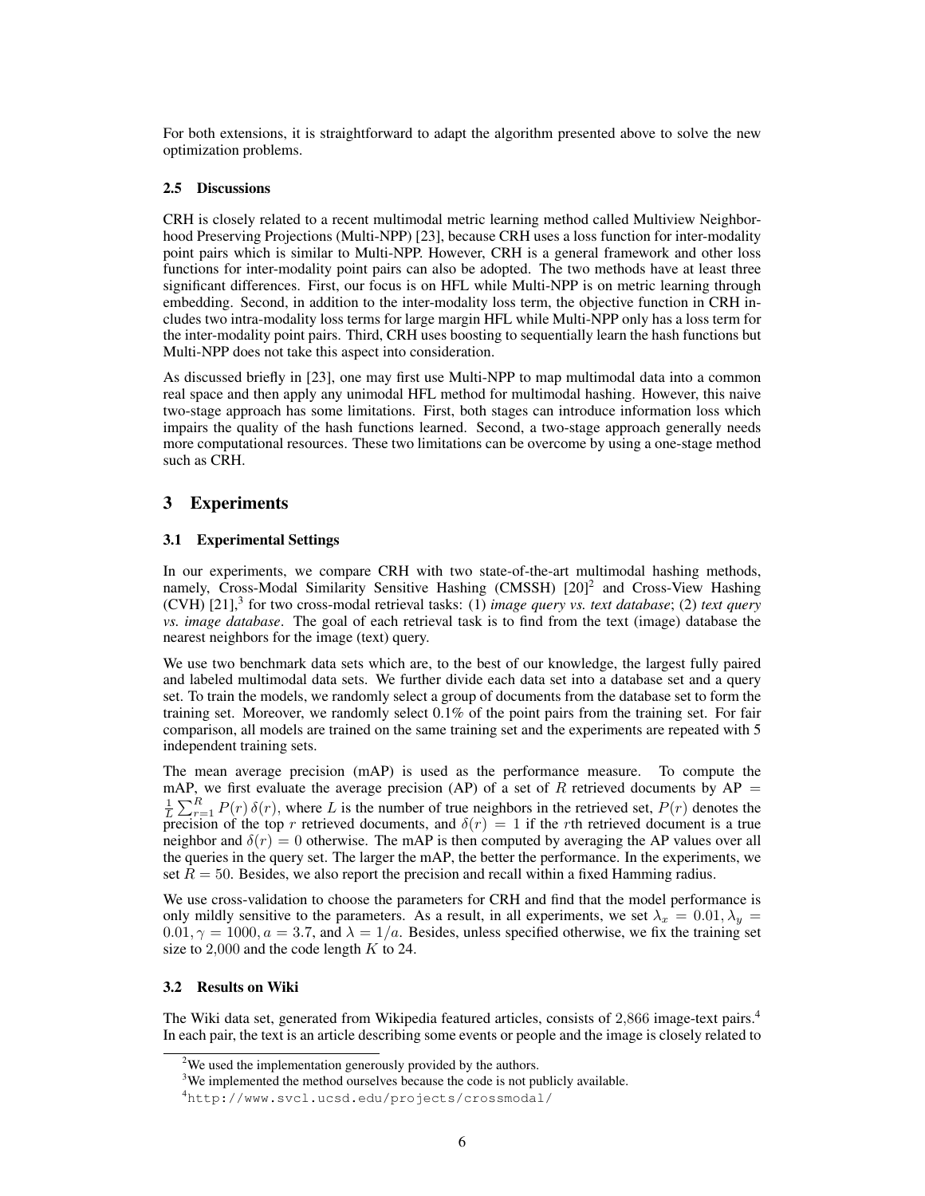For both extensions, it is straightforward to adapt the algorithm presented above to solve the new optimization problems.

### 2.5 Discussions

CRH is closely related to a recent multimodal metric learning method called Multiview Neighborhood Preserving Projections (Multi-NPP) [23], because CRH uses a loss function for inter-modality point pairs which is similar to Multi-NPP. However, CRH is a general framework and other loss functions for inter-modality point pairs can also be adopted. The two methods have at least three significant differences. First, our focus is on HFL while Multi-NPP is on metric learning through embedding. Second, in addition to the inter-modality loss term, the objective function in CRH includes two intra-modality loss terms for large margin HFL while Multi-NPP only has a loss term for the inter-modality point pairs. Third, CRH uses boosting to sequentially learn the hash functions but Multi-NPP does not take this aspect into consideration.

As discussed briefly in [23], one may first use Multi-NPP to map multimodal data into a common real space and then apply any unimodal HFL method for multimodal hashing. However, this naive two-stage approach has some limitations. First, both stages can introduce information loss which impairs the quality of the hash functions learned. Second, a two-stage approach generally needs more computational resources. These two limitations can be overcome by using a one-stage method such as CRH.

## 3 Experiments

### 3.1 Experimental Settings

In our experiments, we compare CRH with two state-of-the-art multimodal hashing methods, namely, Cross-Modal Similarity Sensitive Hashing (CMSSH) [20][2] and Cross-View Hashing (CVH) [21],[3] for two cross-modal retrieval tasks: (1) *image query vs. text database*; (2) *text query vs. image database*. The goal of each retrieval task is to find from the text (image) database the nearest neighbors for the image (text) query.

We use two benchmark data sets which are, to the best of our knowledge, the largest fully paired and labeled multimodal data sets. We further divide each data set into a database set and a query set. To train the models, we randomly select a group of documents from the database set to form the training set. Moreover, we randomly select 0.1% of the point pairs from the training set. For fair comparison, all models are trained on the same training set and the experiments are repeated with 5 independent training sets.

The mean average precision (mAP) is used as the performance measure. To compute the mAP, we first evaluate the average precision (AP) of a set of $R$ retrieved documents by $\mathrm{AP} = \frac{1}{L}\sum_{r=1}^{R} P(r)\,\delta(r)$, where $L$ is the number of true neighbors in the retrieved set, $P(r)$ denotes the precision of the top $r$ retrieved documents, and $\delta(r) = 1$ if the $r$th retrieved document is a true neighbor and $\delta(r) = 0$ otherwise. The mAP is then computed by averaging the AP values over all the queries in the query set. The larger the mAP, the better the performance. In the experiments, we set $R = 50$. Besides, we also report the precision and recall within a fixed Hamming radius.

We use cross-validation to choose the parameters for CRH and find that the model performance is only mildly sensitive to the parameters. As a result, in all experiments, we set $\lambda_x = 0.01, \lambda_y = 0.01, \gamma = 1000, a = 3.7$, and $\lambda = 1/a$. Besides, unless specified otherwise, we fix the training set size to 2,000 and the code length $K$ to 24.

### 3.2 Results on Wiki

The Wiki data set, generated from Wikipedia featured articles, consists of 2,866 image-text pairs.[4] In each pair, the text is an article describing some events or people and the image is closely related to

[2] We used the implementation generously provided by the authors.

[3] We implemented the method ourselves because the code is not publicly available.

[4] http://www.svcl.ucsd.edu/projects/crossmodal/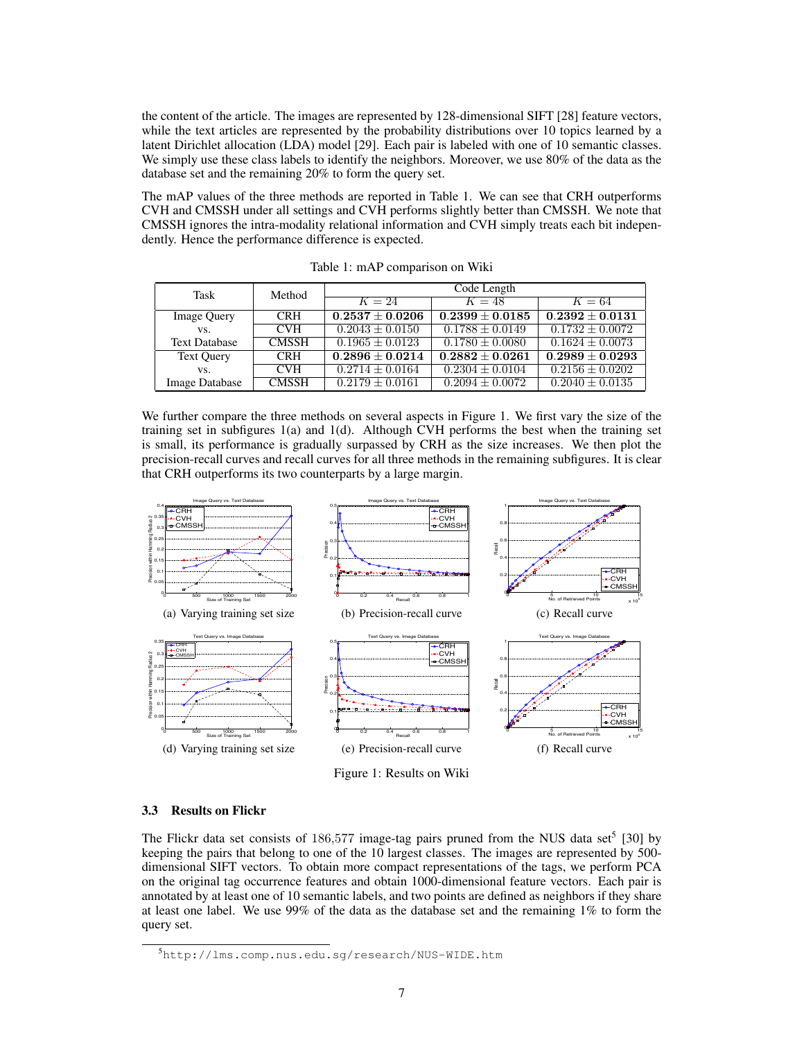the content of the article. The images are represented by 128-dimensional SIFT [28] feature vectors, while the text articles are represented by the probability distributions over 10 topics learned by a latent Dirichlet allocation (LDA) model [29]. Each pair is labeled with one of 10 semantic classes. We simply use these class labels to identify the neighbors. Moreover, we use 80% of the data as the database set and the remaining 20% to form the query set.

The mAP values of the three methods are reported in Table 1. We can see that CRH outperforms CVH and CMSSH under all settings and CVH performs slightly better than CMSSH. We note that CMSSH ignores the intra-modality relational information and CVH simply treats each bit independently. Hence the performance difference is expected.

Table 1: mAP comparison on Wiki

| Task | Method | Code Length | | |
|---|---|---|---|---|
| | | $K = 24$ | $K = 48$ | $K = 64$ |
| Image Query vs. Text Database | CRH | $\mathbf{0.2537 \pm 0.0206}$ | $\mathbf{0.2399 \pm 0.0185}$ | $\mathbf{0.2392 \pm 0.0131}$ |
| | CVH | $0.2043 \pm 0.0150$ | $0.1788 \pm 0.0149$ | $0.1732 \pm 0.0072$ |
| | CMSSH | $0.1965 \pm 0.0123$ | $0.1780 \pm 0.0080$ | $0.1624 \pm 0.0073$ |
| Text Query vs. Image Database | CRH | $\mathbf{0.2896 \pm 0.0214}$ | $\mathbf{0.2882 \pm 0.0261}$ | $\mathbf{0.2989 \pm 0.0293}$ |
| | CVH | $0.2714 \pm 0.0164$ | $0.2304 \pm 0.0104$ | $0.2156 \pm 0.0202$ |
| | CMSSH | $0.2179 \pm 0.0161$ | $0.2094 \pm 0.0072$ | $0.2040 \pm 0.0135$ |

We further compare the three methods on several aspects in Figure 1. We first vary the size of the training set in subfigures 1(a) and 1(d). Although CVH performs the best when the training set is small, its performance is gradually surpassed by CRH as the size increases. We then plot the precision-recall curves and recall curves for all three methods in the remaining subfigures. It is clear that CRH outperforms its two counterparts by a large margin.

(a) Varying training set size (b) Precision-recall curve (c) Recall curve

(d) Varying training set size (e) Precision-recall curve (f) Recall curve

Figure 1: Results on Wiki

### 3.3 Results on Flickr

The Flickr data set consists of 186,577 image-tag pairs pruned from the NUS data set[5] [30] by keeping the pairs that belong to one of the 10 largest classes. The images are represented by 500-dimensional SIFT vectors. To obtain more compact representations of the tags, we perform PCA on the original tag occurrence features and obtain 1000-dimensional feature vectors. Each pair is annotated by at least one of 10 semantic labels, and two points are defined as neighbors if they share at least one label. We use 99% of the data as the database set and the remaining 1% to form the query set.

[5] http://lms.comp.nus.edu.sg/research/NUS-WIDE.htm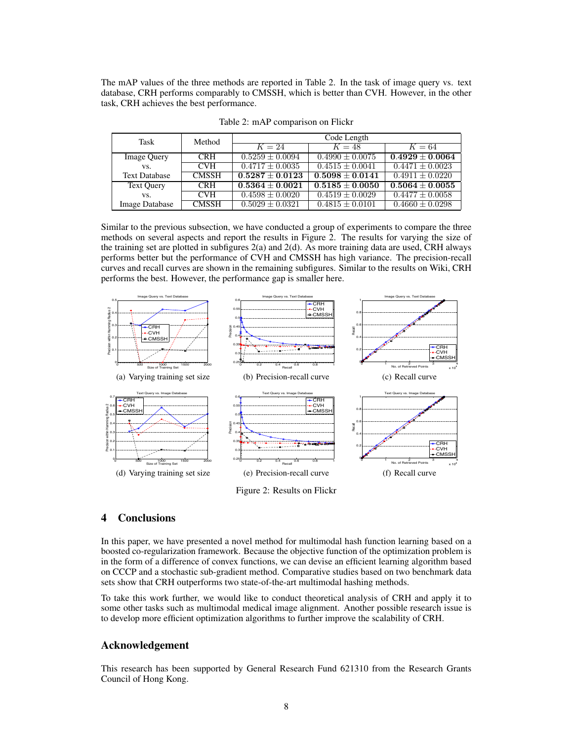The mAP values of the three methods are reported in Table 2. In the task of image query vs. text database, CRH performs comparably to CMSSH, which is better than CVH. However, in the other task, CRH achieves the best performance.

Table 2: mAP comparison on Flickr

| Task | Method | Code Length | | |
|---|---|---|---|---|
| | | $K = 24$ | $K = 48$ | $K = 64$ |
| Image Query vs. Text Database | CRH | $0.5259 \pm 0.0094$ | $0.4990 \pm 0.0075$ | $\mathbf{0.4929 \pm 0.0064}$ |
| | CVH | $0.4717 \pm 0.0035$ | $0.4515 \pm 0.0041$ | $0.4471 \pm 0.0023$ |
| | CMSSH | $\mathbf{0.5287 \pm 0.0123}$ | $\mathbf{0.5098 \pm 0.0141}$ | $0.4911 \pm 0.0220$ |
| Text Query vs. Image Database | CRH | $\mathbf{0.5364 \pm 0.0021}$ | $\mathbf{0.5185 \pm 0.0050}$ | $\mathbf{0.5064 \pm 0.0055}$ |
| | CVH | $0.4598 \pm 0.0020$ | $0.4519 \pm 0.0029$ | $0.4477 \pm 0.0058$ |
| | CMSSH | $0.5029 \pm 0.0321$ | $0.4815 \pm 0.0101$ | $0.4660 \pm 0.0298$ |

Similar to the previous subsection, we have conducted a group of experiments to compare the three methods on several aspects and report the results in Figure 2. The results for varying the size of the training set are plotted in subfigures 2(a) and 2(d). As more training data are used, CRH always performs better but the performance of CVH and CMSSH has high variance. The precision-recall curves and recall curves are shown in the remaining subfigures. Similar to the results on Wiki, CRH performs the best. However, the performance gap is smaller here.

(a) Varying training set size (b) Precision-recall curve (c) Recall curve

(d) Varying training set size (e) Precision-recall curve (f) Recall curve

Figure 2: Results on Flickr

## 4 Conclusions

In this paper, we have presented a novel method for multimodal hash function learning based on a boosted co-regularization framework. Because the objective function of the optimization problem is in the form of a difference of convex functions, we can devise an efficient learning algorithm based on CCCP and a stochastic sub-gradient method. Comparative studies based on two benchmark data sets show that CRH outperforms two state-of-the-art multimodal hashing methods.

To take this work further, we would like to conduct theoretical analysis of CRH and apply it to some other tasks such as multimodal medical image alignment. Another possible research issue is to develop more efficient optimization algorithms to further improve the scalability of CRH.

## Acknowledgement

This research has been supported by General Research Fund 621310 from the Research Grants Council of Hong Kong.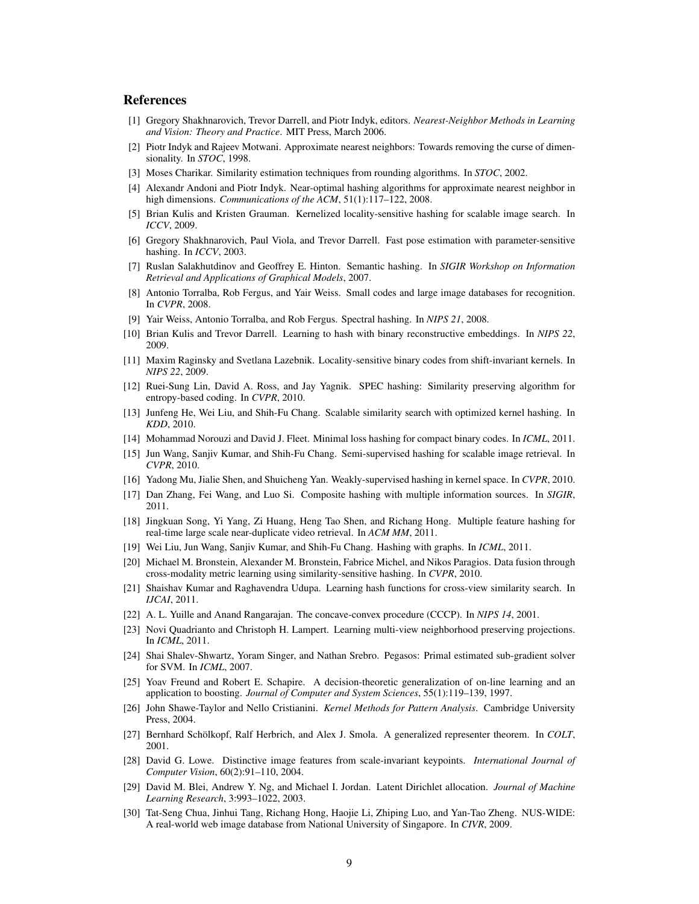## References

[1] Gregory Shakhnarovich, Trevor Darrell, and Piotr Indyk, editors. *Nearest-Neighbor Methods in Learning and Vision: Theory and Practice*. MIT Press, March 2006.

[2] Piotr Indyk and Rajeev Motwani. Approximate nearest neighbors: Towards removing the curse of dimensionality. In *STOC*, 1998.

[3] Moses Charikar. Similarity estimation techniques from rounding algorithms. In *STOC*, 2002.

[4] Alexandr Andoni and Piotr Indyk. Near-optimal hashing algorithms for approximate nearest neighbor in high dimensions. *Communications of the ACM*, 51(1):117–122, 2008.

[5] Brian Kulis and Kristen Grauman. Kernelized locality-sensitive hashing for scalable image search. In *ICCV*, 2009.

[6] Gregory Shakhnarovich, Paul Viola, and Trevor Darrell. Fast pose estimation with parameter-sensitive hashing. In *ICCV*, 2003.

[7] Ruslan Salakhutdinov and Geoffrey E. Hinton. Semantic hashing. In *SIGIR Workshop on Information Retrieval and Applications of Graphical Models*, 2007.

[8] Antonio Torralba, Rob Fergus, and Yair Weiss. Small codes and large image databases for recognition. In *CVPR*, 2008.

[9] Yair Weiss, Antonio Torralba, and Rob Fergus. Spectral hashing. In *NIPS 21*, 2008.

[10] Brian Kulis and Trevor Darrell. Learning to hash with binary reconstructive embeddings. In *NIPS 22*, 2009.

[11] Maxim Raginsky and Svetlana Lazebnik. Locality-sensitive binary codes from shift-invariant kernels. In *NIPS 22*, 2009.

[12] Ruei-Sung Lin, David A. Ross, and Jay Yagnik. SPEC hashing: Similarity preserving algorithm for entropy-based coding. In *CVPR*, 2010.

[13] Junfeng He, Wei Liu, and Shih-Fu Chang. Scalable similarity search with optimized kernel hashing. In *KDD*, 2010.

[14] Mohammad Norouzi and David J. Fleet. Minimal loss hashing for compact binary codes. In *ICML*, 2011.

[15] Jun Wang, Sanjiv Kumar, and Shih-Fu Chang. Semi-supervised hashing for scalable image retrieval. In *CVPR*, 2010.

[16] Yadong Mu, Jialie Shen, and Shuicheng Yan. Weakly-supervised hashing in kernel space. In *CVPR*, 2010.

[17] Dan Zhang, Fei Wang, and Luo Si. Composite hashing with multiple information sources. In *SIGIR*, 2011.

[18] Jingkuan Song, Yi Yang, Zi Huang, Heng Tao Shen, and Richang Hong. Multiple feature hashing for real-time large scale near-duplicate video retrieval. In *ACM MM*, 2011.

[19] Wei Liu, Jun Wang, Sanjiv Kumar, and Shih-Fu Chang. Hashing with graphs. In *ICML*, 2011.

[20] Michael M. Bronstein, Alexander M. Bronstein, Fabrice Michel, and Nikos Paragios. Data fusion through cross-modality metric learning using similarity-sensitive hashing. In *CVPR*, 2010.

[21] Shaishav Kumar and Raghavendra Udupa. Learning hash functions for cross-view similarity search. In *IJCAI*, 2011.

[22] A. L. Yuille and Anand Rangarajan. The concave-convex procedure (CCCP). In *NIPS 14*, 2001.

[23] Novi Quadrianto and Christoph H. Lampert. Learning multi-view neighborhood preserving projections. In *ICML*, 2011.

[24] Shai Shalev-Shwartz, Yoram Singer, and Nathan Srebro. Pegasos: Primal estimated sub-gradient solver for SVM. In *ICML*, 2007.

[25] Yoav Freund and Robert E. Schapire. A decision-theoretic generalization of on-line learning and an application to boosting. *Journal of Computer and System Sciences*, 55(1):119–139, 1997.

[26] John Shawe-Taylor and Nello Cristianini. *Kernel Methods for Pattern Analysis*. Cambridge University Press, 2004.

[27] Bernhard Schölkopf, Ralf Herbrich, and Alex J. Smola. A generalized representer theorem. In *COLT*, 2001.

[28] David G. Lowe. Distinctive image features from scale-invariant keypoints. *International Journal of Computer Vision*, 60(2):91–110, 2004.

[29] David M. Blei, Andrew Y. Ng, and Michael I. Jordan. Latent Dirichlet allocation. *Journal of Machine Learning Research*, 3:993–1022, 2003.

[30] Tat-Seng Chua, Jinhui Tang, Richang Hong, Haojie Li, Zhiping Luo, and Yan-Tao Zheng. NUS-WIDE: A real-world web image database from National University of Singapore. In *CIVR*, 2009.